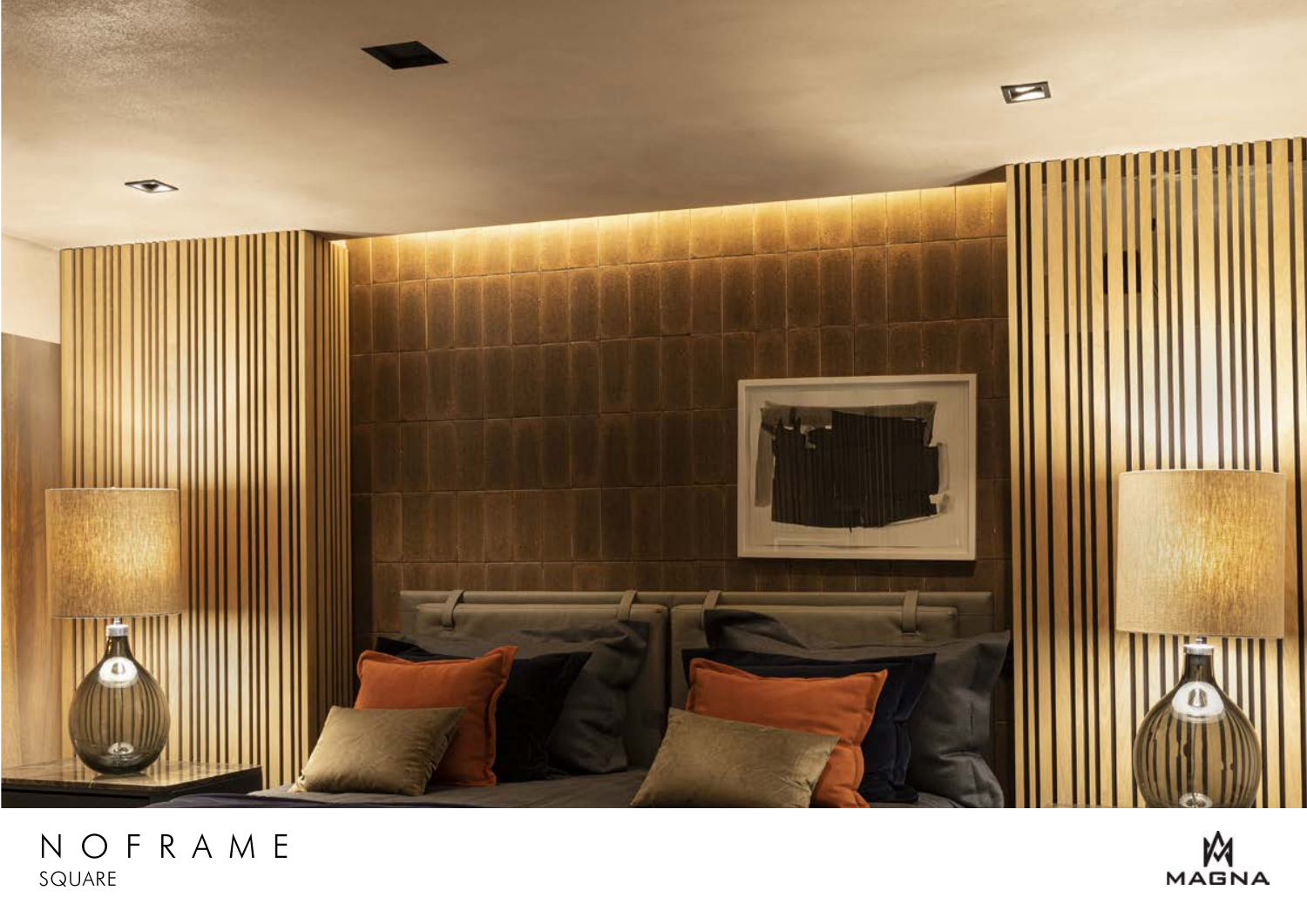# NOFRAME

SQUARE

MAGNA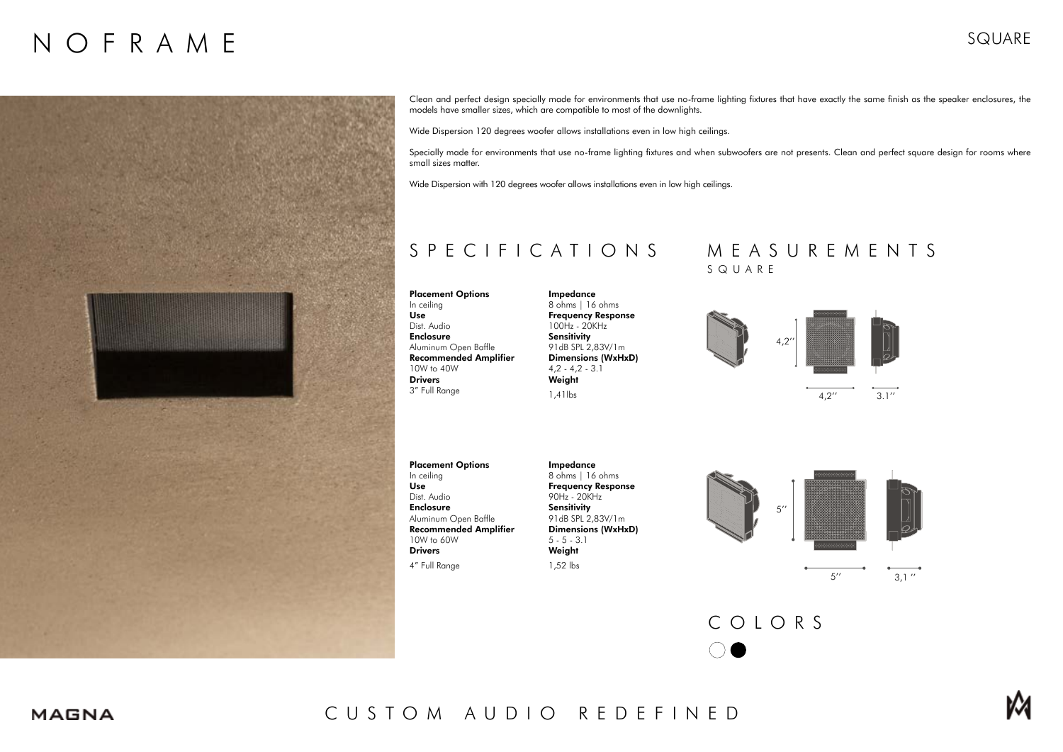# N O F R A M E

SQUARE

Clean and perfect design specially made for environments that use no-frame lighting fixtures that have exactly the same finish as the speaker enclosures, the models have smaller sizes, which are compatible to most of the downlights.

Wide Dispersion 120 degrees woofer allows installations even in low high ceilings.

Specially made for environments that use no-frame lighting fixtures and when subwoofers are not presents. Clean and perfect square design for rooms where small sizes matter.

Wide Dispersion with 120 degrees woofer allows installations even in low high ceilings.

## S P E C I F I C A T I O N S

**Placement Options**
In ceiling
**Use**
Dist. Audio
**Enclosure**
Aluminum Open Baffle
**Recommended Amplifier**
10W to 40W
**Drivers**
3" Full Range

**Impedance**
8 ohms | 16 ohms
**Frequency Response**
100Hz - 20KHz
**Sensitivity**
91dB SPL 2,83V/1m
**Dimensions (WxHxD)**
4,2 - 4,2 - 3.1
**Weight**
1,41lbs

**Placement Options**
In ceiling
**Use**
Dist. Audio
**Enclosure**
Aluminum Open Baffle
**Recommended Amplifier**
10W to 60W
**Drivers**
4" Full Range

**Impedance**
8 ohms | 16 ohms
**Frequency Response**
90Hz - 20KHz
**Sensitivity**
91dB SPL 2,83V/1m
**Dimensions (WxHxD)**
5 - 5 - 3.1
**Weight**
1,52 lbs

## M E A S U R E M E N T S

S Q U A R E

4,2''
4,2''
3.1''

5''
5''
3,1 ''

## C O L O R S

MAGNA

C U S T O M A U D I O R E D E F I N E D